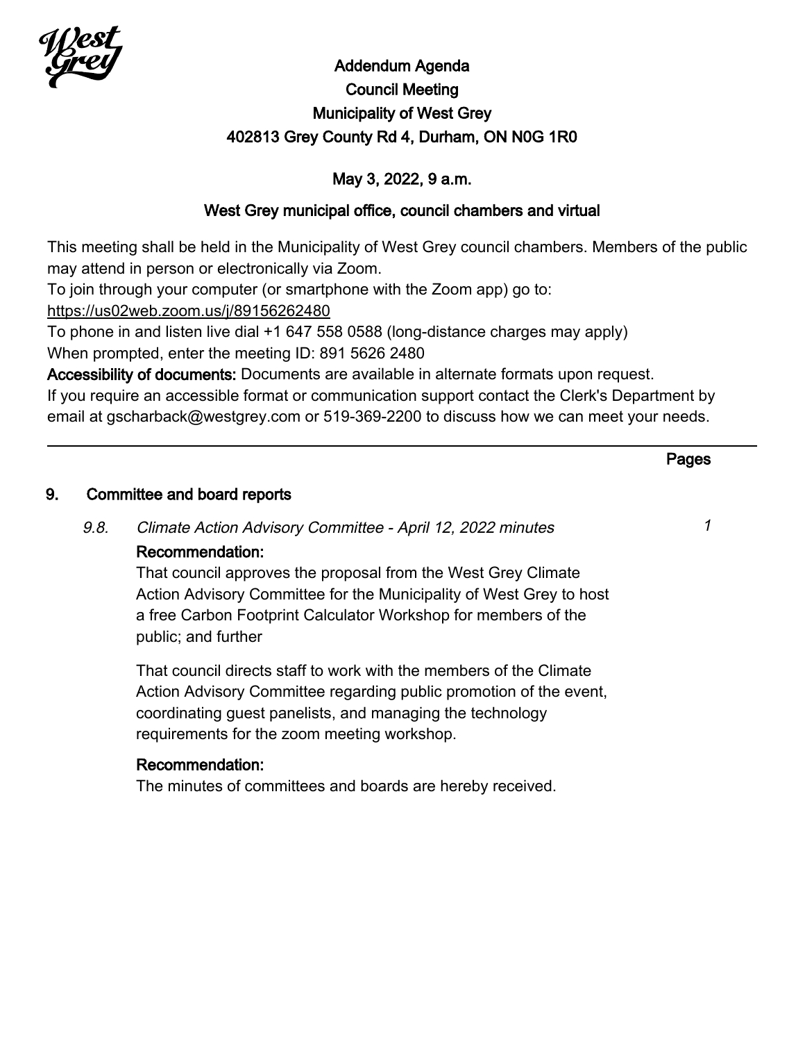# Addendum Agenda
## Council Meeting
## Municipality of West Grey
## 402813 Grey County Rd 4, Durham, ON N0G 1R0

### May 3, 2022, 9 a.m.

### West Grey municipal office, council chambers and virtual

This meeting shall be held in the Municipality of West Grey council chambers. Members of the public may attend in person or electronically via Zoom.

To join through your computer (or smartphone with the Zoom app) go to:
https://us02web.zoom.us/j/89156262480

To phone in and listen live dial +1 647 558 0588 (long-distance charges may apply)

When prompted, enter the meeting ID: 891 5626 2480

**Accessibility of documents:** Documents are available in alternate formats upon request. If you require an accessible format or communication support contact the Clerk's Department by email at gscharback@westgrey.com or 519-369-2200 to discuss how we can meet your needs.

---

**Pages**

## 9. Committee and board reports

### 9.8. *Climate Action Advisory Committee - April 12, 2022 minutes* — 1

**Recommendation:**

That council approves the proposal from the West Grey Climate Action Advisory Committee for the Municipality of West Grey to host a free Carbon Footprint Calculator Workshop for members of the public; and further

That council directs staff to work with the members of the Climate Action Advisory Committee regarding public promotion of the event, coordinating guest panelists, and managing the technology requirements for the zoom meeting workshop.

**Recommendation:**

The minutes of committees and boards are hereby received.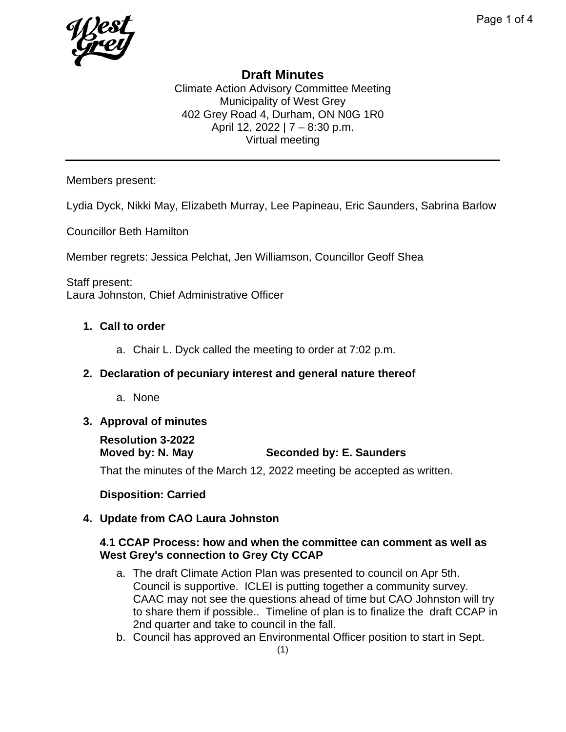# Draft Minutes

Climate Action Advisory Committee Meeting
Municipality of West Grey
402 Grey Road 4, Durham, ON N0G 1R0
April 12, 2022 | 7 – 8:30 p.m.
Virtual meeting

---

Members present:

Lydia Dyck, Nikki May, Elizabeth Murray, Lee Papineau, Eric Saunders, Sabrina Barlow

Councillor Beth Hamilton

Member regrets: Jessica Pelchat, Jen Williamson, Councillor Geoff Shea

Staff present:
Laura Johnston, Chief Administrative Officer

1. **Call to order**
   a. Chair L. Dyck called the meeting to order at 7:02 p.m.

2. **Declaration of pecuniary interest and general nature thereof**
   a. None

3. **Approval of minutes**

   **Resolution 3-2022**
   **Moved by: N. May Seconded by: E. Saunders**

   That the minutes of the March 12, 2022 meeting be accepted as written.

   **Disposition: Carried**

4. **Update from CAO Laura Johnston**

   **4.1 CCAP Process: how and when the committee can comment as well as West Grey's connection to Grey Cty CCAP**

   a. The draft Climate Action Plan was presented to council on Apr 5th. Council is supportive. ICLEI is putting together a community survey. CAAC may not see the questions ahead of time but CAO Johnston will try to share them if possible.. Timeline of plan is to finalize the draft CCAP in 2nd quarter and take to council in the fall.
   b. Council has approved an Environmental Officer position to start in Sept.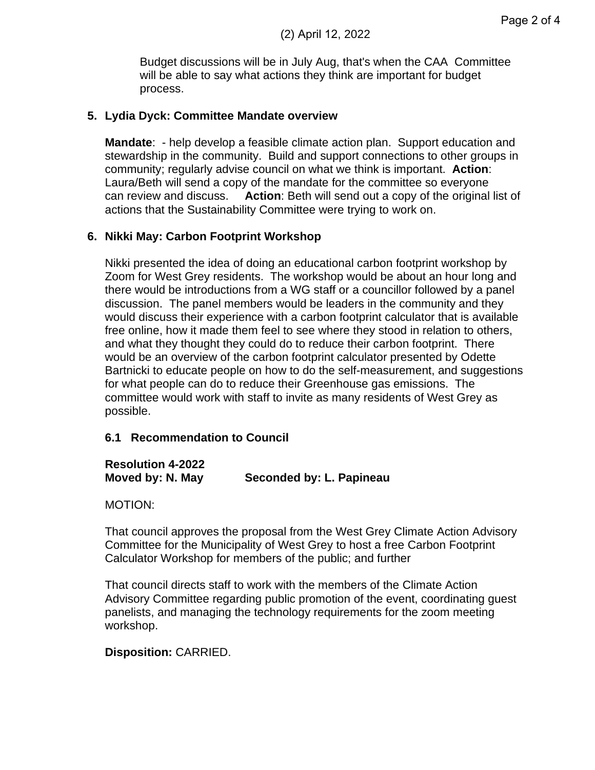(2) April 12, 2022

Budget discussions will be in July Aug, that's when the CAA Committee will be able to say what actions they think are important for budget process.

**5. Lydia Dyck: Committee Mandate overview**

**Mandate**: - help develop a feasible climate action plan. Support education and stewardship in the community. Build and support connections to other groups in community; regularly advise council on what we think is important. **Action**: Laura/Beth will send a copy of the mandate for the committee so everyone can review and discuss. **Action**: Beth will send out a copy of the original list of actions that the Sustainability Committee were trying to work on.

**6. Nikki May: Carbon Footprint Workshop**

Nikki presented the idea of doing an educational carbon footprint workshop by Zoom for West Grey residents. The workshop would be about an hour long and there would be introductions from a WG staff or a councillor followed by a panel discussion. The panel members would be leaders in the community and they would discuss their experience with a carbon footprint calculator that is available free online, how it made them feel to see where they stood in relation to others, and what they thought they could do to reduce their carbon footprint. There would be an overview of the carbon footprint calculator presented by Odette Bartnicki to educate people on how to do the self-measurement, and suggestions for what people can do to reduce their Greenhouse gas emissions. The committee would work with staff to invite as many residents of West Grey as possible.

**6.1 Recommendation to Council**

**Resolution 4-2022**
**Moved by: N. May** **Seconded by: L. Papineau**

MOTION:

That council approves the proposal from the West Grey Climate Action Advisory Committee for the Municipality of West Grey to host a free Carbon Footprint Calculator Workshop for members of the public; and further

That council directs staff to work with the members of the Climate Action Advisory Committee regarding public promotion of the event, coordinating guest panelists, and managing the technology requirements for the zoom meeting workshop.

**Disposition:** CARRIED.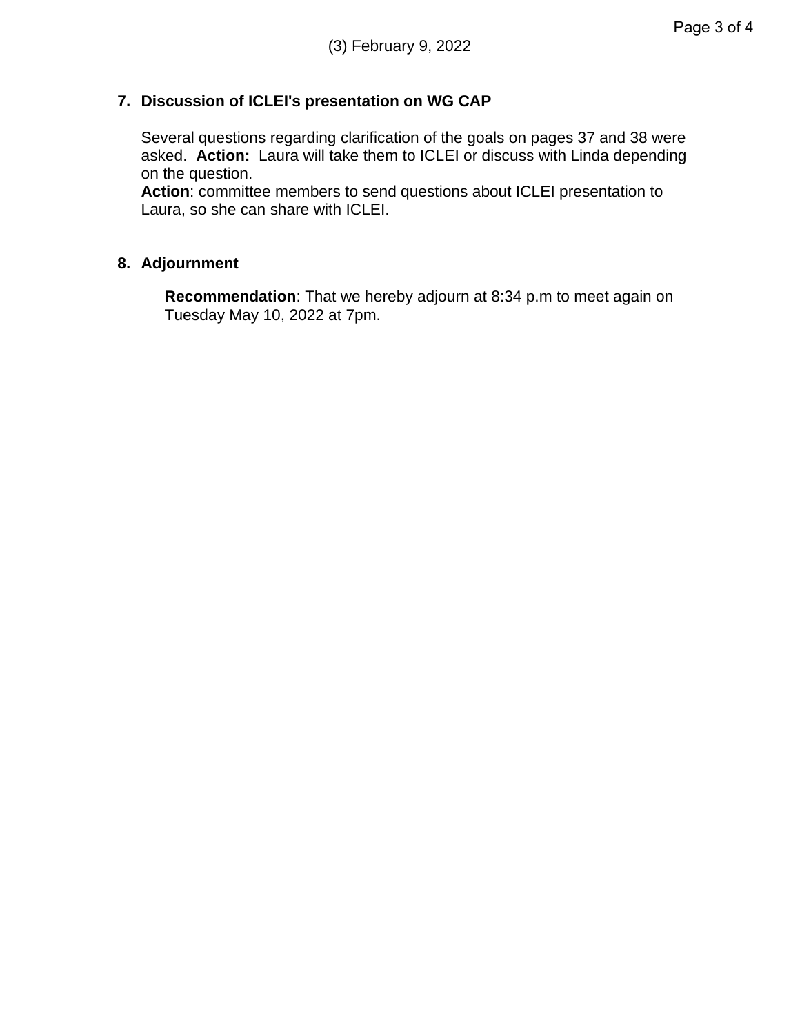**7. Discussion of ICLEI's presentation on WG CAP**

Several questions regarding clarification of the goals on pages 37 and 38 were asked. **Action:** Laura will take them to ICLEI or discuss with Linda depending on the question.
**Action**: committee members to send questions about ICLEI presentation to Laura, so she can share with ICLEI.

**8. Adjournment**

**Recommendation**: That we hereby adjourn at 8:34 p.m to meet again on Tuesday May 10, 2022 at 7pm.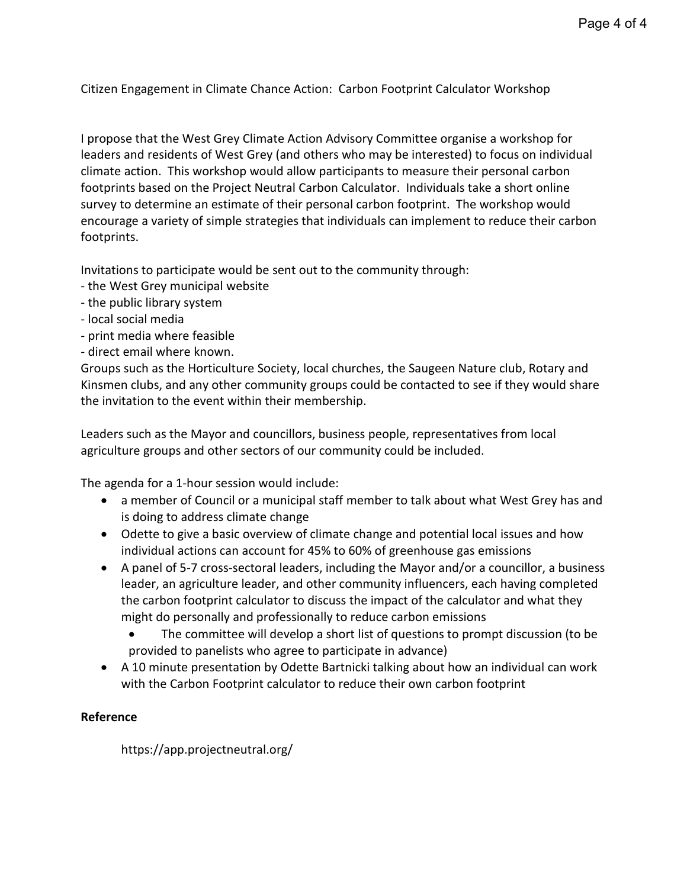Citizen Engagement in Climate Chance Action: Carbon Footprint Calculator Workshop

I propose that the West Grey Climate Action Advisory Committee organise a workshop for leaders and residents of West Grey (and others who may be interested) to focus on individual climate action. This workshop would allow participants to measure their personal carbon footprints based on the Project Neutral Carbon Calculator. Individuals take a short online survey to determine an estimate of their personal carbon footprint. The workshop would encourage a variety of simple strategies that individuals can implement to reduce their carbon footprints.

Invitations to participate would be sent out to the community through:
- the West Grey municipal website
- the public library system
- local social media
- print media where feasible
- direct email where known.

Groups such as the Horticulture Society, local churches, the Saugeen Nature club, Rotary and Kinsmen clubs, and any other community groups could be contacted to see if they would share the invitation to the event within their membership.

Leaders such as the Mayor and councillors, business people, representatives from local agriculture groups and other sectors of our community could be included.

The agenda for a 1-hour session would include:

- a member of Council or a municipal staff member to talk about what West Grey has and is doing to address climate change
- Odette to give a basic overview of climate change and potential local issues and how individual actions can account for 45% to 60% of greenhouse gas emissions
- A panel of 5-7 cross-sectoral leaders, including the Mayor and/or a councillor, a business leader, an agriculture leader, and other community influencers, each having completed the carbon footprint calculator to discuss the impact of the calculator and what they might do personally and professionally to reduce carbon emissions
    - The committee will develop a short list of questions to prompt discussion (to be provided to panelists who agree to participate in advance)
- A 10 minute presentation by Odette Bartnicki talking about how an individual can work with the Carbon Footprint calculator to reduce their own carbon footprint

**Reference**

https://app.projectneutral.org/